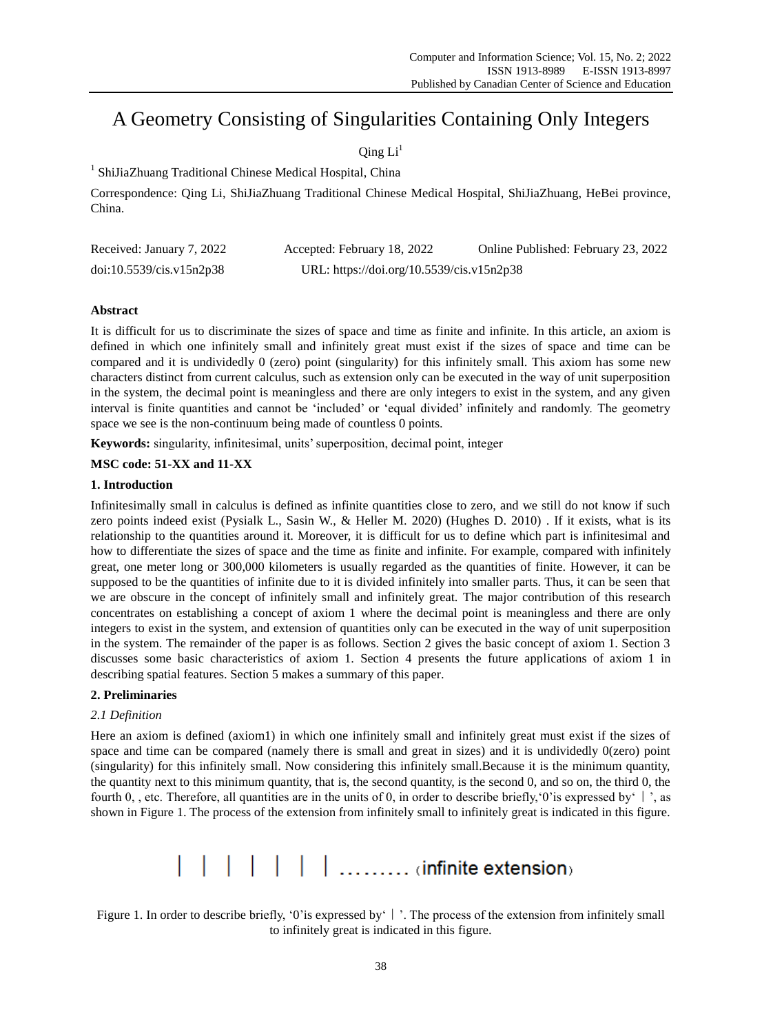# A Geometry Consisting of Singularities Containing Only Integers

Qing Li[1]

[1] ShiJiaZhuang Traditional Chinese Medical Hospital, China

Correspondence: Qing Li, ShiJiaZhuang Traditional Chinese Medical Hospital, ShiJiaZhuang, HeBei province, China.

Received: January 7, 2022 Accepted: February 18, 2022 Online Published: February 23, 2022

doi:10.5539/cis.v15n2p38 URL: https://doi.org/10.5539/cis.v15n2p38

## Abstract

It is difficult for us to discriminate the sizes of space and time as finite and infinite. In this article, an axiom is defined in which one infinitely small and infinitely great must exist if the sizes of space and time can be compared and it is undividedly 0 (zero) point (singularity) for this infinitely small. This axiom has some new characters distinct from current calculus, such as extension only can be executed in the way of unit superposition in the system, the decimal point is meaningless and there are only integers to exist in the system, and any given interval is finite quantities and cannot be 'included' or 'equal divided' infinitely and randomly. The geometry space we see is the non-continuum being made of countless 0 points.

**Keywords:** singularity, infinitesimal, units' superposition, decimal point, integer

**MSC code: 51-XX and 11-XX**

## 1. Introduction

Infinitesimally small in calculus is defined as infinite quantities close to zero, and we still do not know if such zero points indeed exist (Pysialk L., Sasin W., & Heller M. 2020) (Hughes D. 2010) . If it exists, what is its relationship to the quantities around it. Moreover, it is difficult for us to define which part is infinitesimal and how to differentiate the sizes of space and the time as finite and infinite. For example, compared with infinitely great, one meter long or 300,000 kilometers is usually regarded as the quantities of finite. However, it can be supposed to be the quantities of infinite due to it is divided infinitely into smaller parts. Thus, it can be seen that we are obscure in the concept of infinitely small and infinitely great. The major contribution of this research concentrates on establishing a concept of axiom 1 where the decimal point is meaningless and there are only integers to exist in the system, and extension of quantities only can be executed in the way of unit superposition in the system. The remainder of the paper is as follows. Section 2 gives the basic concept of axiom 1. Section 3 discusses some basic characteristics of axiom 1. Section 4 presents the future applications of axiom 1 in describing spatial features. Section 5 makes a summary of this paper.

## 2. Preliminaries

### *2.1 Definition*

Here an axiom is defined (axiom1) in which one infinitely small and infinitely great must exist if the sizes of space and time can be compared (namely there is small and great in sizes) and it is undividedly 0(zero) point (singularity) for this infinitely small. Now considering this infinitely small.Because it is the minimum quantity, the quantity next to this minimum quantity, that is, the second quantity, is the second 0, and so on, the third 0, the fourth 0, , etc. Therefore, all quantities are in the units of 0, in order to describe briefly,'0'is expressed by'｜', as shown in Figure 1. The process of the extension from infinitely small to infinitely great is indicated in this figure.

｜ ｜ ｜ ｜ ｜ ｜ ｜ ......... (infinite extension)

Figure 1. In order to describe briefly, '0'is expressed by'｜'. The process of the extension from infinitely small to infinitely great is indicated in this figure.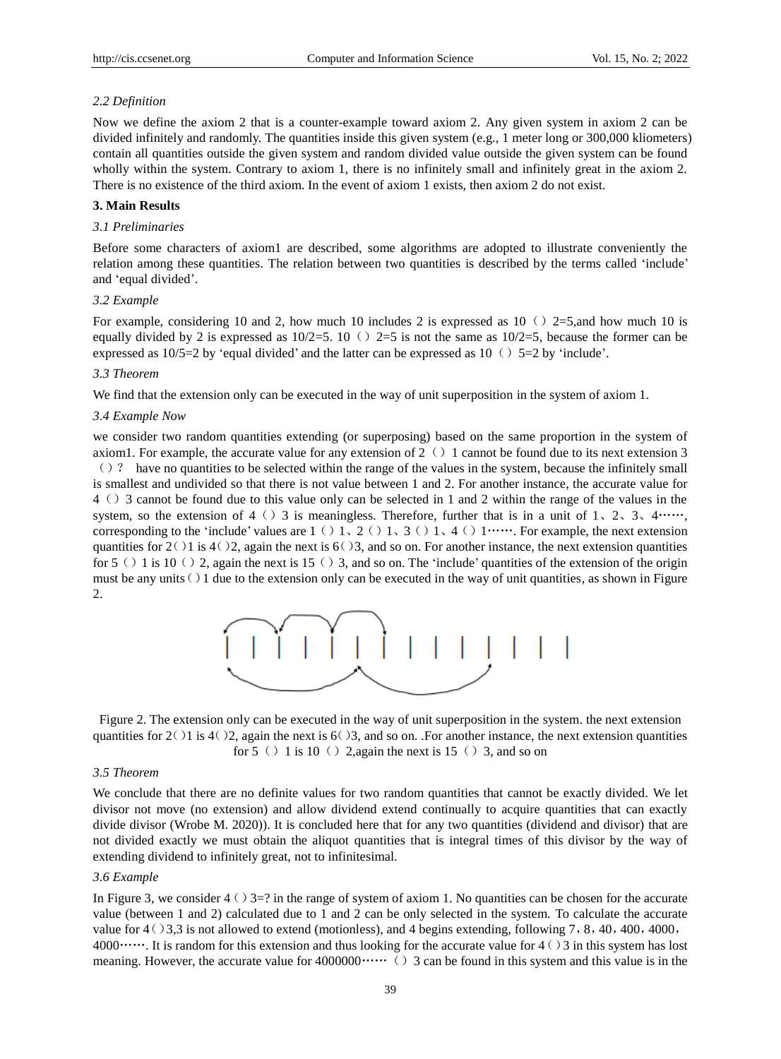*2.2 Definition*

Now we define the axiom 2 that is a counter-example toward axiom 2. Any given system in axiom 2 can be divided infinitely and randomly. The quantities inside this given system (e.g., 1 meter long or 300,000 kliometers) contain all quantities outside the given system and random divided value outside the given system can be found wholly within the system. Contrary to axiom 1, there is no infinitely small and infinitely great in the axiom 2. There is no existence of the third axiom. In the event of axiom 1 exists, then axiom 2 do not exist.

**3. Main Results**

*3.1 Preliminaries*

Before some characters of axiom1 are described, some algorithms are adopted to illustrate conveniently the relation among these quantities. The relation between two quantities is described by the terms called 'include' and 'equal divided'.

*3.2 Example*

For example, considering 10 and 2, how much 10 includes 2 is expressed as 10（）2=5,and how much 10 is equally divided by 2 is expressed as 10/2=5. 10（）2=5 is not the same as 10/2=5, because the former can be expressed as 10/5=2 by 'equal divided' and the latter can be expressed as 10（）5=2 by 'include'.

*3.3 Theorem*

We find that the extension only can be executed in the way of unit superposition in the system of axiom 1.

*3.4 Example Now*

we consider two random quantities extending (or superposing) based on the same proportion in the system of axiom1. For example, the accurate value for any extension of 2（）1 cannot be found due to its next extension 3（）? have no quantities to be selected within the range of the values in the system, because the infinitely small is smallest and undivided so that there is not value between 1 and 2. For another instance, the accurate value for 4（）3 cannot be found due to this value only can be selected in 1 and 2 within the range of the values in the system, so the extension of 4（）3 is meaningless. Therefore, further that is in a unit of 1、2、3、4……, corresponding to the 'include' values are 1（）1、2（）1、3（）1、4（）1……. For example, the next extension quantities for 2()1 is 4()2, again the next is 6()3, and so on. For another instance, the next extension quantities for 5（）1 is 10（）2, again the next is 15（）3, and so on. The 'include' quantities of the extension of the origin must be any units()1 due to the extension only can be executed in the way of unit quantities, as shown in Figure 2.

Figure 2. The extension only can be executed in the way of unit superposition in the system. the next extension quantities for 2()1 is 4()2, again the next is 6()3, and so on. .For another instance, the next extension quantities for 5（）1 is 10（）2,again the next is 15（）3, and so on

*3.5 Theorem*

We conclude that there are no definite values for two random quantities that cannot be exactly divided. We let divisor not move (no extension) and allow dividend extend continually to acquire quantities that can exactly divide divisor (Wrobe M. 2020)). It is concluded here that for any two quantities (dividend and divisor) that are not divided exactly we must obtain the aliquot quantities that is integral times of this divisor by the way of extending dividend to infinitely great, not to infinitesimal.

*3.6 Example*

In Figure 3, we consider 4()3=? in the range of system of axiom 1. No quantities can be chosen for the accurate value (between 1 and 2) calculated due to 1 and 2 can be only selected in the system. To calculate the accurate value for 4()3,3 is not allowed to extend (motionless), and 4 begins extending, following 7，8，40，400，4000，4000……. It is random for this extension and thus looking for the accurate value for 4()3 in this system has lost meaning. However, the accurate value for 4000000……（）3 can be found in this system and this value is in the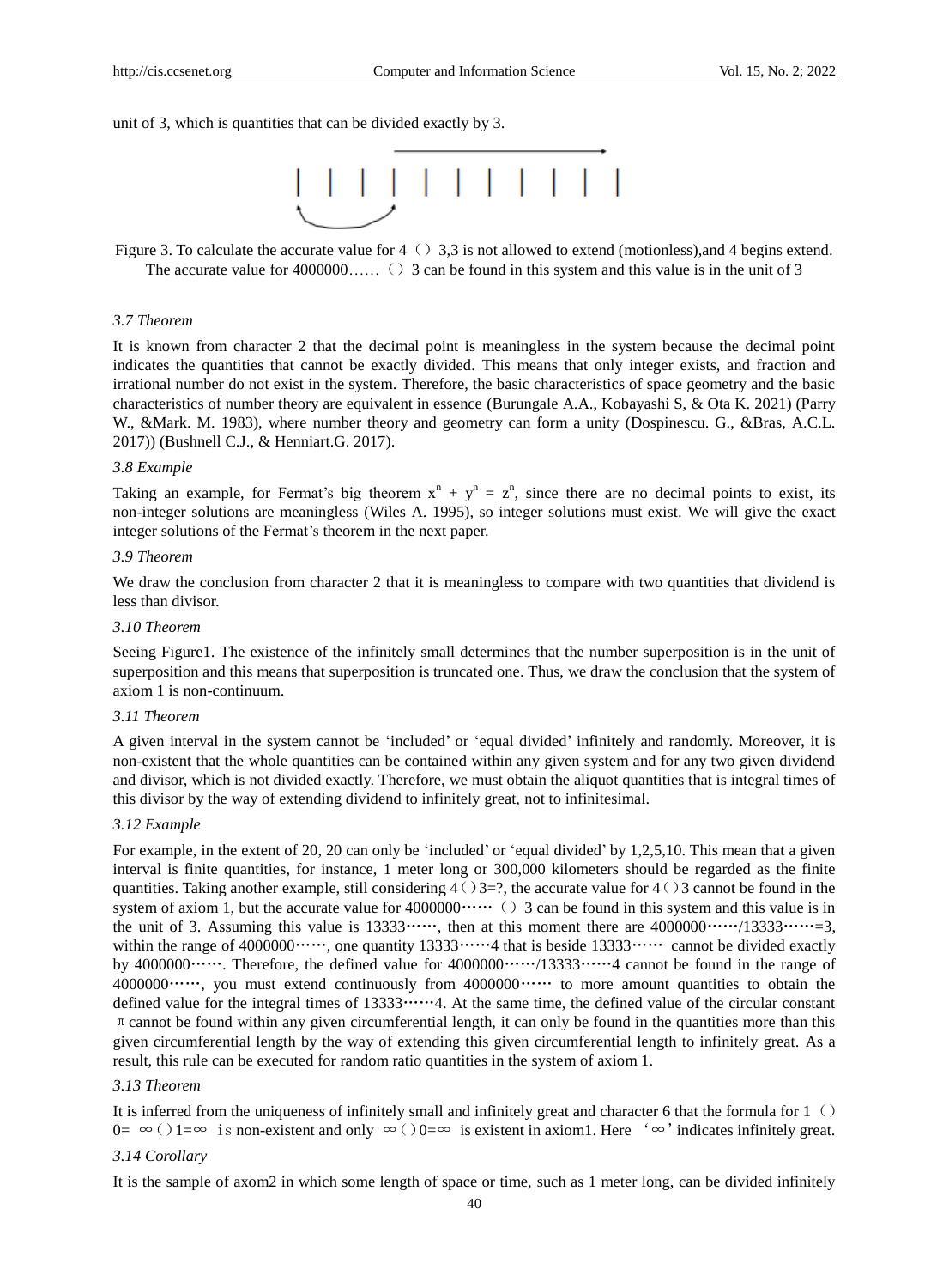unit of 3, which is quantities that can be divided exactly by 3.

Figure 3. To calculate the accurate value for 4（）3,3 is not allowed to extend (motionless),and 4 begins extend. The accurate value for 4000000……（）3 can be found in this system and this value is in the unit of 3

### *3.7 Theorem*

It is known from character 2 that the decimal point is meaningless in the system because the decimal point indicates the quantities that cannot be exactly divided. This means that only integer exists, and fraction and irrational number do not exist in the system. Therefore, the basic characteristics of space geometry and the basic characteristics of number theory are equivalent in essence (Burungale A.A., Kobayashi S, & Ota K. 2021) (Parry W., &Mark. M. 1983), where number theory and geometry can form a unity (Dospinescu. G., &Bras, A.C.L. 2017)) (Bushnell C.J., & Henniart.G. 2017).

### *3.8 Example*

Taking an example, for Fermat's big theorem $x^n + y^n = z^n$, since there are no decimal points to exist, its non-integer solutions are meaningless (Wiles A. 1995), so integer solutions must exist. We will give the exact integer solutions of the Fermat's theorem in the next paper.

### *3.9 Theorem*

We draw the conclusion from character 2 that it is meaningless to compare with two quantities that dividend is less than divisor.

### *3.10 Theorem*

Seeing Figure1. The existence of the infinitely small determines that the number superposition is in the unit of superposition and this means that superposition is truncated one. Thus, we draw the conclusion that the system of axiom 1 is non-continuum.

### *3.11 Theorem*

A given interval in the system cannot be 'included' or 'equal divided' infinitely and randomly. Moreover, it is non-existent that the whole quantities can be contained within any given system and for any two given dividend and divisor, which is not divided exactly. Therefore, we must obtain the aliquot quantities that is integral times of this divisor by the way of extending dividend to infinitely great, not to infinitesimal.

### *3.12 Example*

For example, in the extent of 20, 20 can only be 'included' or 'equal divided' by 1,2,5,10. This mean that a given interval is finite quantities, for instance, 1 meter long or 300,000 kilometers should be regarded as the finite quantities. Taking another example, still considering 4（）3=?, the accurate value for 4（）3 cannot be found in the system of axiom 1, but the accurate value for 4000000……（）3 can be found in this system and this value is in the unit of 3. Assuming this value is 13333……, then at this moment there are 4000000……/13333……=3, within the range of 4000000……, one quantity 13333……4 that is beside 13333…… cannot be divided exactly by 4000000……. Therefore, the defined value for 4000000……/13333……4 cannot be found in the range of 4000000……, you must extend continuously from 4000000…… to more amount quantities to obtain the defined value for the integral times of 13333……4. At the same time, the defined value of the circular constant $\pi$ cannot be found within any given circumferential length, it can only be found in the quantities more than this given circumferential length by the way of extending this given circumferential length to infinitely great. As a result, this rule can be executed for random ratio quantities in the system of axiom 1.

### *3.13 Theorem*

It is inferred from the uniqueness of infinitely small and infinitely great and character 6 that the formula for 1（）0= ∞（）1=∞ is non-existent and only ∞（）0=∞ is existent in axiom1. Here '∞' indicates infinitely great.

### *3.14 Corollary*

It is the sample of axom2 in which some length of space or time, such as 1 meter long, can be divided infinitely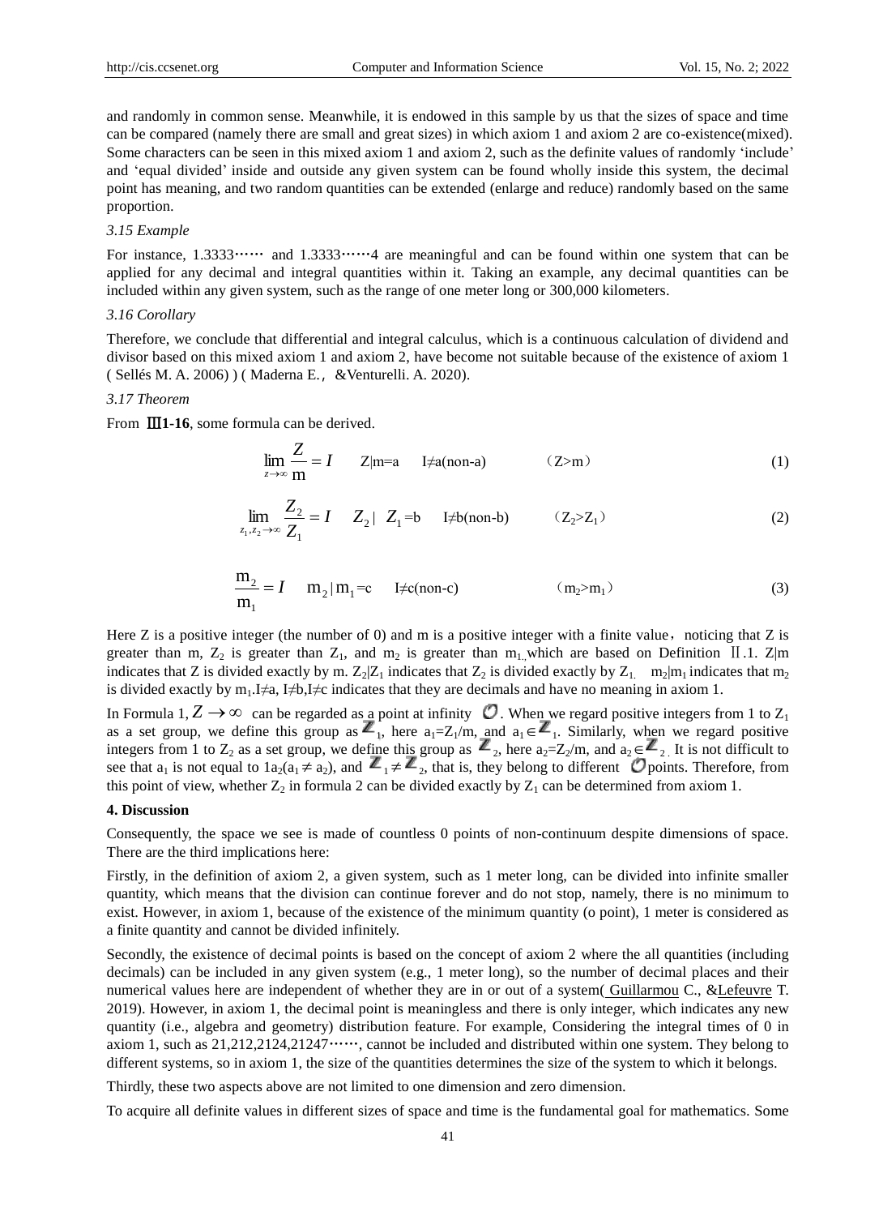and randomly in common sense. Meanwhile, it is endowed in this sample by us that the sizes of space and time can be compared (namely there are small and great sizes) in which axiom 1 and axiom 2 are co-existence(mixed). Some characters can be seen in this mixed axiom 1 and axiom 2, such as the definite values of randomly 'include' and 'equal divided' inside and outside any given system can be found wholly inside this system, the decimal point has meaning, and two random quantities can be extended (enlarge and reduce) randomly based on the same proportion.

*3.15 Example*

For instance, 1.3333…… and 1.3333……4 are meaningful and can be found within one system that can be applied for any decimal and integral quantities within it. Taking an example, any decimal quantities can be included within any given system, such as the range of one meter long or 300,000 kilometers.

*3.16 Corollary*

Therefore, we conclude that differential and integral calculus, which is a continuous calculation of dividend and divisor based on this mixed axiom 1 and axiom 2, have become not suitable because of the existence of axiom 1 ( Sellés M. A. 2006) ) ( Maderna E.， &Venturelli. A. 2020).

*3.17 Theorem*

From **Ⅲ1-16**, some formula can be derived.

$$\lim_{z\to\infty}\frac{Z}{\mathrm{m}}=I \qquad Z|m=a \qquad I\neq a(\text{non-a}) \qquad (Z>m) \tag{1}$$

$$\lim_{z_1,z_2\to\infty}\frac{Z_2}{Z_1}=I \qquad Z_2\,|\,Z_1=b \qquad I\neq b(\text{non-b}) \qquad (Z_2>Z_1) \tag{2}$$

$$\frac{\mathrm{m}_2}{\mathrm{m}_1}=I \qquad \mathrm{m}_2\,|\,\mathrm{m}_1=c \qquad I\neq c(\text{non-c}) \qquad (m_2>m_1) \tag{3}$$

Here Z is a positive integer (the number of 0) and m is a positive integer with a finite value，noticing that Z is greater than m, $Z_2$ is greater than $Z_1$, and $m_2$ is greater than $m_1$ which are based on Definition Ⅱ.1. Z|m indicates that Z is divided exactly by m. $Z_2|Z_1$ indicates that $Z_2$ is divided exactly by $Z_1$. $m_2|m_1$ indicates that $m_2$ is divided exactly by $m_1$. $I\neq a$, $I\neq b$, $I\neq c$ indicates that they are decimals and have no meaning in axiom 1.

In Formula 1, $Z\to\infty$ can be regarded as a point at infinity $\mathcal{O}$. When we regard positive integers from 1 to $Z_1$ as a set group, we define this group as $\mathbb{Z}_1$, here $a_1=Z_1/m$, and $a_1\in\mathbb{Z}_1$. Similarly, when we regard positive integers from 1 to $Z_2$ as a set group, we define this group as $\mathbb{Z}_2$, here $a_2=Z_2/m$, and $a_2\in\mathbb{Z}_2$. It is not difficult to see that $a_1$ is not equal to $1a_2(a_1\neq a_2)$, and $\mathbb{Z}_1\neq\mathbb{Z}_2$, that is, they belong to different $\mathcal{O}$ points. Therefore, from this point of view, whether $Z_2$ in formula 2 can be divided exactly by $Z_1$ can be determined from axiom 1.

## 4. Discussion

Consequently, the space we see is made of countless 0 points of non-continuum despite dimensions of space. There are the third implications here:

Firstly, in the definition of axiom 2, a given system, such as 1 meter long, can be divided into infinite smaller quantity, which means that the division can continue forever and do not stop, namely, there is no minimum to exist. However, in axiom 1, because of the existence of the minimum quantity (o point), 1 meter is considered as a finite quantity and cannot be divided infinitely.

Secondly, the existence of decimal points is based on the concept of axiom 2 where the all quantities (including decimals) can be included in any given system (e.g., 1 meter long), so the number of decimal places and their numerical values here are independent of whether they are in or out of a system( Guillarmou C., &Lefeuvre T. 2019). However, in axiom 1, the decimal point is meaningless and there is only integer, which indicates any new quantity (i.e., algebra and geometry) distribution feature. For example, Considering the integral times of 0 in axiom 1, such as 21,212,2124,21247……, cannot be included and distributed within one system. They belong to different systems, so in axiom 1, the size of the quantities determines the size of the system to which it belongs.

Thirdly, these two aspects above are not limited to one dimension and zero dimension.

To acquire all definite values in different sizes of space and time is the fundamental goal for mathematics. Some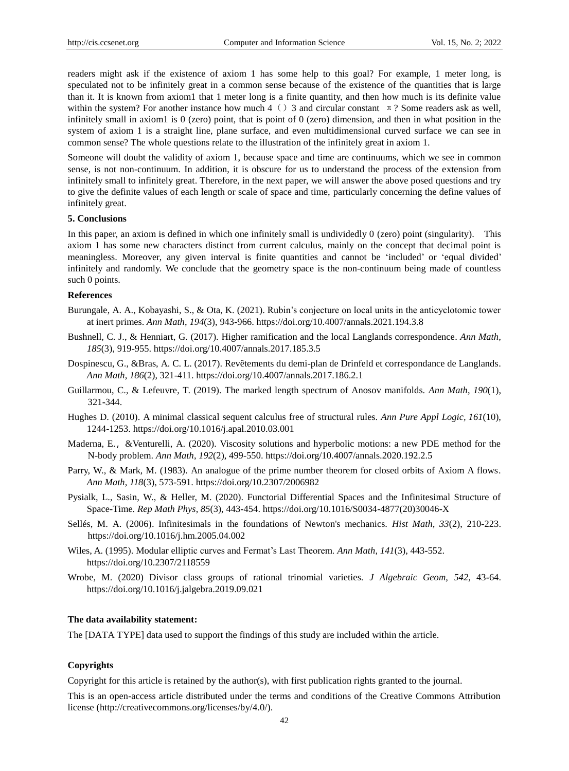readers might ask if the existence of axiom 1 has some help to this goal? For example, 1 meter long, is speculated not to be infinitely great in a common sense because of the existence of the quantities that is large than it. It is known from axiom1 that 1 meter long is a finite quantity, and then how much is its definite value within the system? For another instance how much 4（）3 and circular constant π? Some readers ask as well, infinitely small in axiom1 is 0 (zero) point, that is point of 0 (zero) dimension, and then in what position in the system of axiom 1 is a straight line, plane surface, and even multidimensional curved surface we can see in common sense? The whole questions relate to the illustration of the infinitely great in axiom 1.

Someone will doubt the validity of axiom 1, because space and time are continuums, which we see in common sense, is not non-continuum. In addition, it is obscure for us to understand the process of the extension from infinitely small to infinitely great. Therefore, in the next paper, we will answer the above posed questions and try to give the definite values of each length or scale of space and time, particularly concerning the define values of infinitely great.

### 5. Conclusions

In this paper, an axiom is defined in which one infinitely small is undividedly 0 (zero) point (singularity). This axiom 1 has some new characters distinct from current calculus, mainly on the concept that decimal point is meaningless. Moreover, any given interval is finite quantities and cannot be 'included' or 'equal divided' infinitely and randomly. We conclude that the geometry space is the non-continuum being made of countless such 0 points.

### References

Burungale, A. A., Kobayashi, S., & Ota, K. (2021). Rubin's conjecture on local units in the anticyclotomic tower at inert primes. *Ann Math*, *194*(3), 943-966. https://doi.org/10.4007/annals.2021.194.3.8

Bushnell, C. J., & Henniart, G. (2017). Higher ramification and the local Langlands correspondence. *Ann Math*, *185*(3), 919-955. https://doi.org/10.4007/annals.2017.185.3.5

Dospinescu, G., &Bras, A. C. L. (2017). Revêtements du demi-plan de Drinfeld et correspondance de Langlands. *Ann Math*, *186*(2), 321-411. https://doi.org/10.4007/annals.2017.186.2.1

Guillarmou, C., & Lefeuvre, T. (2019). The marked length spectrum of Anosov manifolds. *Ann Math*, *190*(1), 321-344.

Hughes D. (2010). A minimal classical sequent calculus free of structural rules. *Ann Pure Appl Logic, 161*(10), 1244-1253. https://doi.org/10.1016/j.apal.2010.03.001

Maderna, E.，&Venturelli, A. (2020). Viscosity solutions and hyperbolic motions: a new PDE method for the N-body problem. *Ann Math*, *192*(2), 499-550. https://doi.org/10.4007/annals.2020.192.2.5

Parry, W., & Mark, M. (1983). An analogue of the prime number theorem for closed orbits of Axiom A flows. *Ann Math*, *118*(3), 573-591. https://doi.org/10.2307/2006982

Pysialk, L., Sasin, W., & Heller, M. (2020). Functorial Differential Spaces and the Infinitesimal Structure of Space-Time. *Rep Math Phys*, *85*(3), 443-454. https://doi.org/10.1016/S0034-4877(20)30046-X

Sellés, M. A. (2006). Infinitesimals in the foundations of Newton's mechanics. *Hist Math, 33*(2), 210-223. https://doi.org/10.1016/j.hm.2005.04.002

Wiles, A. (1995). Modular elliptic curves and Fermat's Last Theorem. *Ann Math*, *141*(3), 443-552. https://doi.org/10.2307/2118559

Wrobe, M. (2020) Divisor class groups of rational trinomial varieties. *J Algebraic Geom, 542,* 43-64. https://doi.org/10.1016/j.jalgebra.2019.09.021

**The data availability statement:**

The [DATA TYPE] data used to support the findings of this study are included within the article.

**Copyrights**

Copyright for this article is retained by the author(s), with first publication rights granted to the journal.

This is an open-access article distributed under the terms and conditions of the Creative Commons Attribution license (http://creativecommons.org/licenses/by/4.0/).